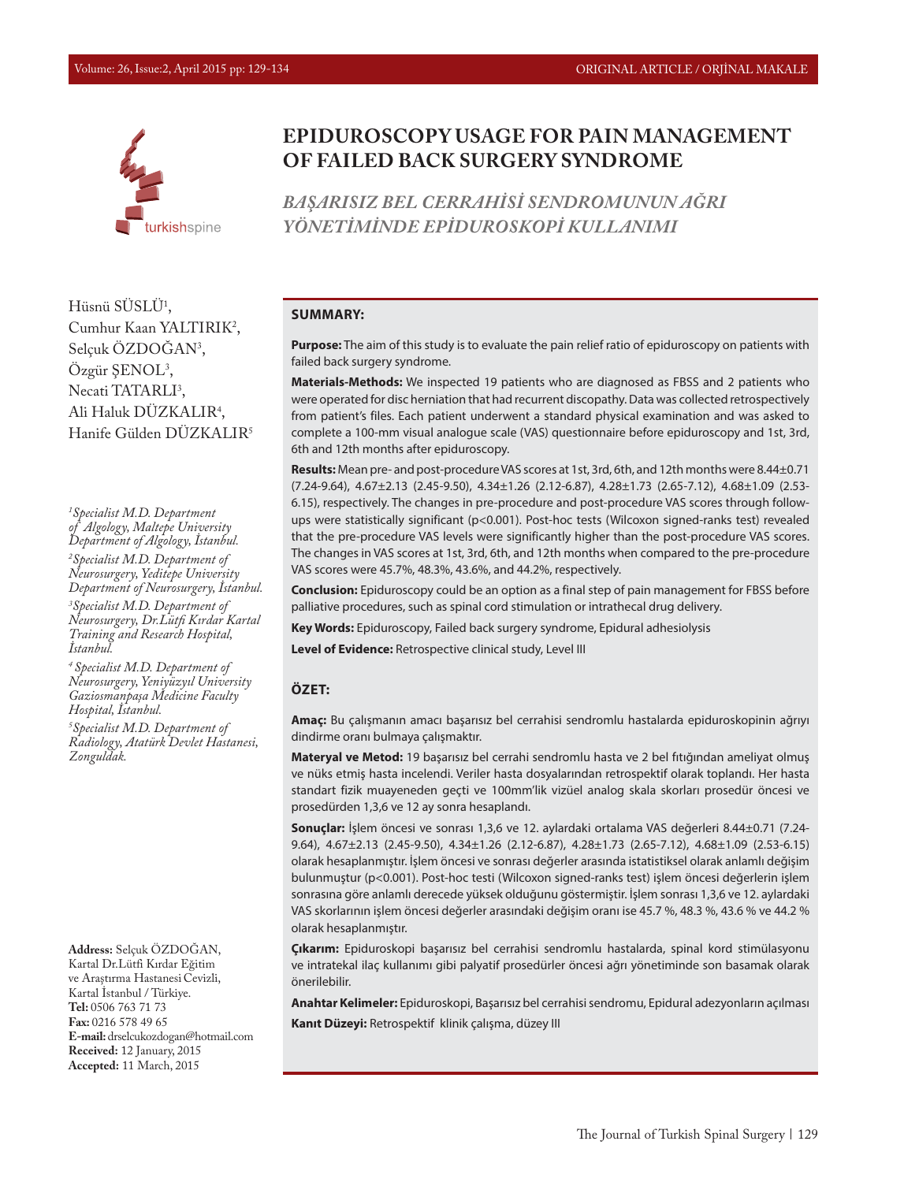# EPIDUROSCOPY USAGE FOR PAIN MANAGEMENT OF FAILED BACK SURGERY SYNDROME

## *BAŞARISIZ BEL CERRAHİSİ SENDROMUNUN AĞRI YÖNETİMİNDE EPİDUROSKOPİ KULLANIMI*

Hüsnü SÜSLÜ[1], Cumhur Kaan YALTIRIK[2], Selçuk ÖZDOĞAN[3], Özgür ŞENOL[3], Necati TATARLI[3], Ali Haluk DÜZKALIR[4], Hanife Gülden DÜZKALIR[5]

*[1]Specialist M.D. Department of Algology, Maltepe University Department of Algology, İstanbul.*

*[2]Specialist M.D. Department of Neurosurgery, Yeditepe University Department of Neurosurgery, İstanbul.*

*[3]Specialist M.D. Department of Neurosurgery, Dr.Lütfi Kırdar Kartal Training and Research Hospital, İstanbul.*

*[4]Specialist M.D. Department of Neurosurgery, Yeniyüzyıl University Gaziosmanpaşa Medicine Faculty Hospital, İstanbul.*

*[5]Specialist M.D. Department of Radiology, Atatürk Devlet Hastanesi, Zonguldak.*

**Address:** Selçuk ÖZDOĞAN, Kartal Dr.Lütfi Kırdar Eğitim ve Araştırma Hastanesi Cevizli, Kartal İstanbul / Türkiye.
**Tel:** 0506 763 71 73
**Fax:** 0216 578 49 65
**E-mail:** drselcukozdogan@hotmail.com
**Received:** 12 January, 2015
**Accepted:** 11 March, 2015

### SUMMARY:

**Purpose:** The aim of this study is to evaluate the pain relief ratio of epiduroscopy on patients with failed back surgery syndrome.

**Materials-Methods:** We inspected 19 patients who are diagnosed as FBSS and 2 patients who were operated for disc herniation that had recurrent discopathy. Data was collected retrospectively from patient's files. Each patient underwent a standard physical examination and was asked to complete a 100-mm visual analogue scale (VAS) questionnaire before epiduroscopy and 1st, 3rd, 6th and 12th months after epiduroscopy.

**Results:** Mean pre- and post-procedure VAS scores at 1st, 3rd, 6th, and 12th months were 8.44±0.71 (7.24-9.64), 4.67±2.13 (2.45-9.50), 4.34±1.26 (2.12-6.87), 4.28±1.73 (2.65-7.12), 4.68±1.09 (2.53-6.15), respectively. The changes in pre-procedure and post-procedure VAS scores through follow-ups were statistically significant ($p<0.001$). Post-hoc tests (Wilcoxon signed-ranks test) revealed that the pre-procedure VAS levels were significantly higher than the post-procedure VAS scores. The changes in VAS scores at 1st, 3rd, 6th, and 12th months when compared to the pre-procedure VAS scores were 45.7%, 48.3%, 43.6%, and 44.2%, respectively.

**Conclusion:** Epiduroscopy could be an option as a final step of pain management for FBSS before palliative procedures, such as spinal cord stimulation or intrathecal drug delivery.

**Key Words:** Epiduroscopy, Failed back surgery syndrome, Epidural adhesiolysis

**Level of Evidence:** Retrospective clinical study, Level III

### ÖZET:

**Amaç:** Bu çalışmanın amacı başarısız bel cerrahisi sendromlu hastalarda epiduroskopinin ağrıyı dindirme oranı bulmaya çalışmaktır.

**Materyal ve Metod:** 19 başarısız bel cerrahi sendromlu hasta ve 2 bel fıtığından ameliyat olmuş ve nüks etmiş hasta incelendi. Veriler hasta dosyalarından retrospektif olarak toplandı. Her hasta standart fizik muayeneden geçti ve 100mm'lik vizüel analog skala skorları prosedür öncesi ve prosedürden 1,3,6 ve 12 ay sonra hesaplandı.

**Sonuçlar:** İşlem öncesi ve sonrası 1,3,6 ve 12. aylardaki ortalama VAS değerleri 8.44±0.71 (7.24-9.64), 4.67±2.13 (2.45-9.50), 4.34±1.26 (2.12-6.87), 4.28±1.73 (2.65-7.12), 4.68±1.09 (2.53-6.15) olarak hesaplanmıştır. İşlem öncesi ve sonrası değerler arasında istatistiksel olarak anlamlı değişim bulunmuştur ($p<0.001$). Post-hoc testi (Wilcoxon signed-ranks test) işlem öncesi değerlerin işlem sonrasına göre anlamlı derecede yüksek olduğunu göstermiştir. İşlem sonrası 1,3,6 ve 12. aylardaki VAS skorlarının işlem öncesi değerler arasındaki değişim oranı ise 45.7 %, 48.3 %, 43.6 % ve 44.2 % olarak hesaplanmıştır.

**Çıkarım:** Epiduroskopi başarısız bel cerrahisi sendromlu hastalarda, spinal kord stimülasyonu ve intratekal ilaç kullanımı gibi palyatif prosedürler öncesi ağrı yönetiminde son basamak olarak önerilebilir.

**Anahtar Kelimeler:** Epiduroskopi, Başarısız bel cerrahisi sendromu, Epidural adezyonların açılması

**Kanıt Düzeyi:** Retrospektif klinik çalışma, düzey III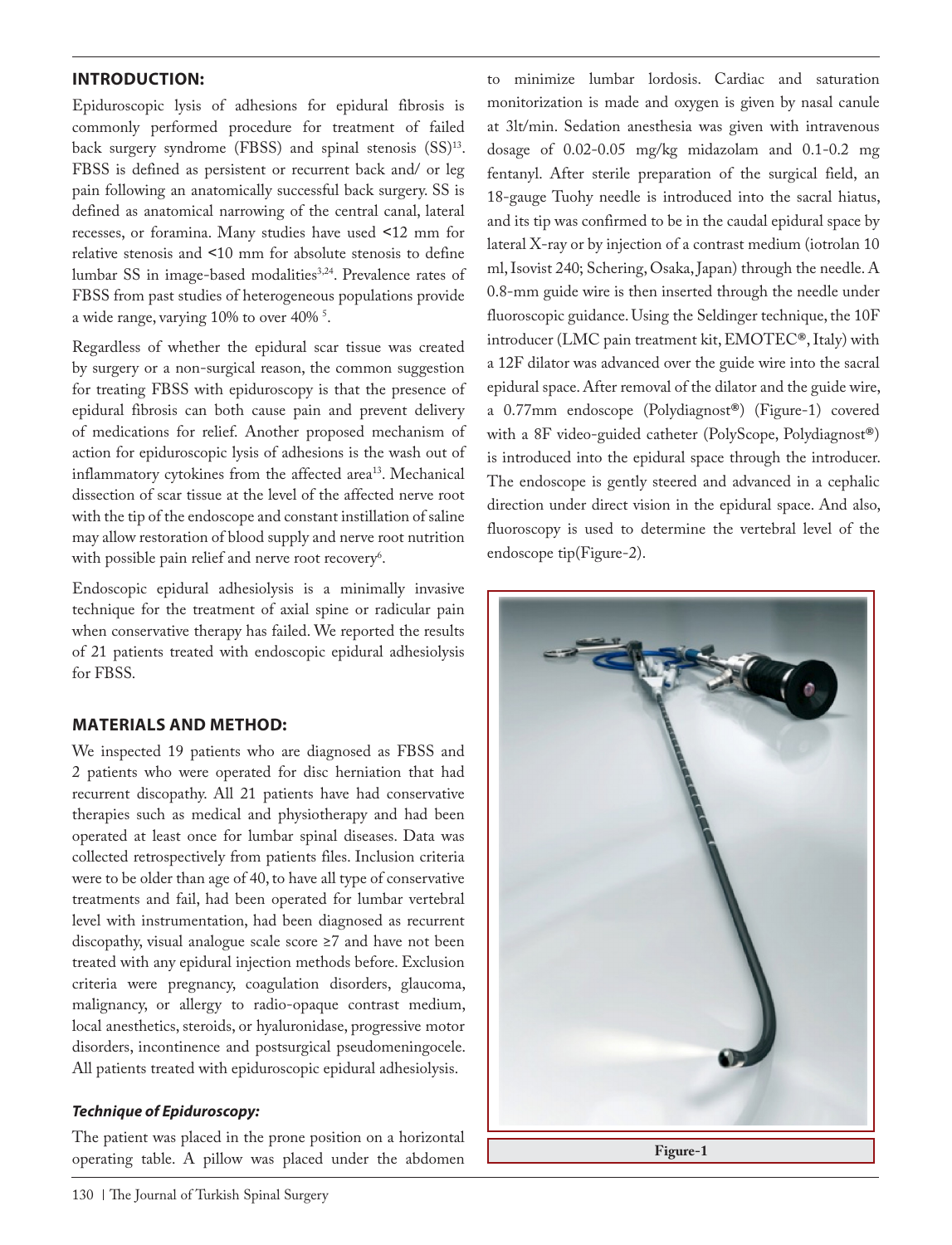## INTRODUCTION:

Epiduroscopic lysis of adhesions for epidural fibrosis is commonly performed procedure for treatment of failed back surgery syndrome (FBSS) and spinal stenosis (SS)[13]. FBSS is defined as persistent or recurrent back and/ or leg pain following an anatomically successful back surgery. SS is defined as anatomical narrowing of the central canal, lateral recesses, or foramina. Many studies have used <12 mm for relative stenosis and <10 mm for absolute stenosis to define lumbar SS in image-based modalities[3,24]. Prevalence rates of FBSS from past studies of heterogeneous populations provide a wide range, varying 10% to over 40% [5].

Regardless of whether the epidural scar tissue was created by surgery or a non-surgical reason, the common suggestion for treating FBSS with epiduroscopy is that the presence of epidural fibrosis can both cause pain and prevent delivery of medications for relief. Another proposed mechanism of action for epiduroscopic lysis of adhesions is the wash out of inflammatory cytokines from the affected area[13]. Mechanical dissection of scar tissue at the level of the affected nerve root with the tip of the endoscope and constant instillation of saline may allow restoration of blood supply and nerve root nutrition with possible pain relief and nerve root recovery[6].

Endoscopic epidural adhesiolysis is a minimally invasive technique for the treatment of axial spine or radicular pain when conservative therapy has failed. We reported the results of 21 patients treated with endoscopic epidural adhesiolysis for FBSS.

## MATERIALS AND METHOD:

We inspected 19 patients who are diagnosed as FBSS and 2 patients who were operated for disc herniation that had recurrent discopathy. All 21 patients have had conservative therapies such as medical and physiotherapy and had been operated at least once for lumbar spinal diseases. Data was collected retrospectively from patients files. Inclusion criteria were to be older than age of 40, to have all type of conservative treatments and fail, had been operated for lumbar vertebral level with instrumentation, had been diagnosed as recurrent discopathy, visual analogue scale score ≥7 and have not been treated with any epidural injection methods before. Exclusion criteria were pregnancy, coagulation disorders, glaucoma, malignancy, or allergy to radio-opaque contrast medium, local anesthetics, steroids, or hyaluronidase, progressive motor disorders, incontinence and postsurgical pseudomeningocele. All patients treated with epiduroscopic epidural adhesiolysis.

### *Technique of Epiduroscopy:*

The patient was placed in the prone position on a horizontal operating table. A pillow was placed under the abdomen to minimize lumbar lordosis. Cardiac and saturation monitorization is made and oxygen is given by nasal canule at 3lt/min. Sedation anesthesia was given with intravenous dosage of 0.02-0.05 mg/kg midazolam and 0.1-0.2 mg fentanyl. After sterile preparation of the surgical field, an 18-gauge Tuohy needle is introduced into the sacral hiatus, and its tip was confirmed to be in the caudal epidural space by lateral X-ray or by injection of a contrast medium (iotrolan 10 ml, Isovist 240; Schering, Osaka, Japan) through the needle. A 0.8-mm guide wire is then inserted through the needle under fluoroscopic guidance. Using the Seldinger technique, the 10F introducer (LMC pain treatment kit, EMOTEC®, Italy) with a 12F dilator was advanced over the guide wire into the sacral epidural space. After removal of the dilator and the guide wire, a 0.77mm endoscope (Polydiagnost®) (Figure-1) covered with a 8F video-guided catheter (PolyScope, Polydiagnost®) is introduced into the epidural space through the introducer. The endoscope is gently steered and advanced in a cephalic direction under direct vision in the epidural space. And also, fluoroscopy is used to determine the vertebral level of the endoscope tip(Figure-2).

**Figure-1**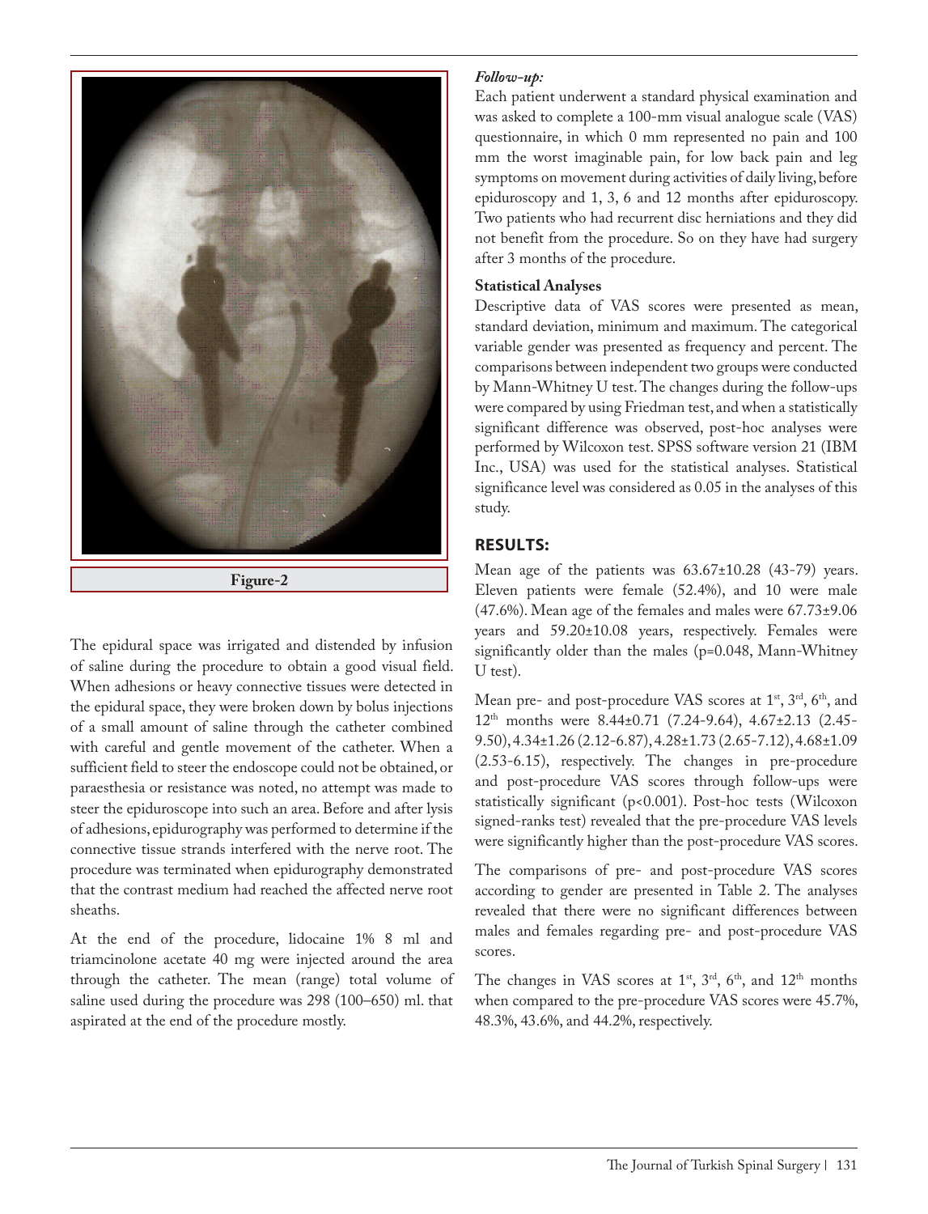Figure-2

The epidural space was irrigated and distended by infusion of saline during the procedure to obtain a good visual field. When adhesions or heavy connective tissues were detected in the epidural space, they were broken down by bolus injections of a small amount of saline through the catheter combined with careful and gentle movement of the catheter. When a sufficient field to steer the endoscope could not be obtained, or paraesthesia or resistance was noted, no attempt was made to steer the epiduroscope into such an area. Before and after lysis of adhesions, epidurography was performed to determine if the connective tissue strands interfered with the nerve root. The procedure was terminated when epidurography demonstrated that the contrast medium had reached the affected nerve root sheaths.

At the end of the procedure, lidocaine 1% 8 ml and triamcinolone acetate 40 mg were injected around the area through the catheter. The mean (range) total volume of saline used during the procedure was 298 (100–650) ml. that aspirated at the end of the procedure mostly.

***Follow-up:***

Each patient underwent a standard physical examination and was asked to complete a 100-mm visual analogue scale (VAS) questionnaire, in which 0 mm represented no pain and 100 mm the worst imaginable pain, for low back pain and leg symptoms on movement during activities of daily living, before epiduroscopy and 1, 3, 6 and 12 months after epiduroscopy. Two patients who had recurrent disc herniations and they did not benefit from the procedure. So on they have had surgery after 3 months of the procedure.

**Statistical Analyses**

Descriptive data of VAS scores were presented as mean, standard deviation, minimum and maximum. The categorical variable gender was presented as frequency and percent. The comparisons between independent two groups were conducted by Mann-Whitney U test. The changes during the follow-ups were compared by using Friedman test, and when a statistically significant difference was observed, post-hoc analyses were performed by Wilcoxon test. SPSS software version 21 (IBM Inc., USA) was used for the statistical analyses. Statistical significance level was considered as 0.05 in the analyses of this study.

## RESULTS:

Mean age of the patients was 63.67±10.28 (43-79) years. Eleven patients were female (52.4%), and 10 were male (47.6%). Mean age of the females and males were 67.73±9.06 years and 59.20±10.08 years, respectively. Females were significantly older than the males ($p=0.048$, Mann-Whitney U test).

Mean pre- and post-procedure VAS scores at 1st, 3rd, 6th, and 12th months were 8.44±0.71 (7.24-9.64), 4.67±2.13 (2.45-9.50), 4.34±1.26 (2.12-6.87), 4.28±1.73 (2.65-7.12), 4.68±1.09 (2.53-6.15), respectively. The changes in pre-procedure and post-procedure VAS scores through follow-ups were statistically significant ($p<0.001$). Post-hoc tests (Wilcoxon signed-ranks test) revealed that the pre-procedure VAS levels were significantly higher than the post-procedure VAS scores.

The comparisons of pre- and post-procedure VAS scores according to gender are presented in Table 2. The analyses revealed that there were no significant differences between males and females regarding pre- and post-procedure VAS scores.

The changes in VAS scores at 1st, 3rd, 6th, and 12th months when compared to the pre-procedure VAS scores were 45.7%, 48.3%, 43.6%, and 44.2%, respectively.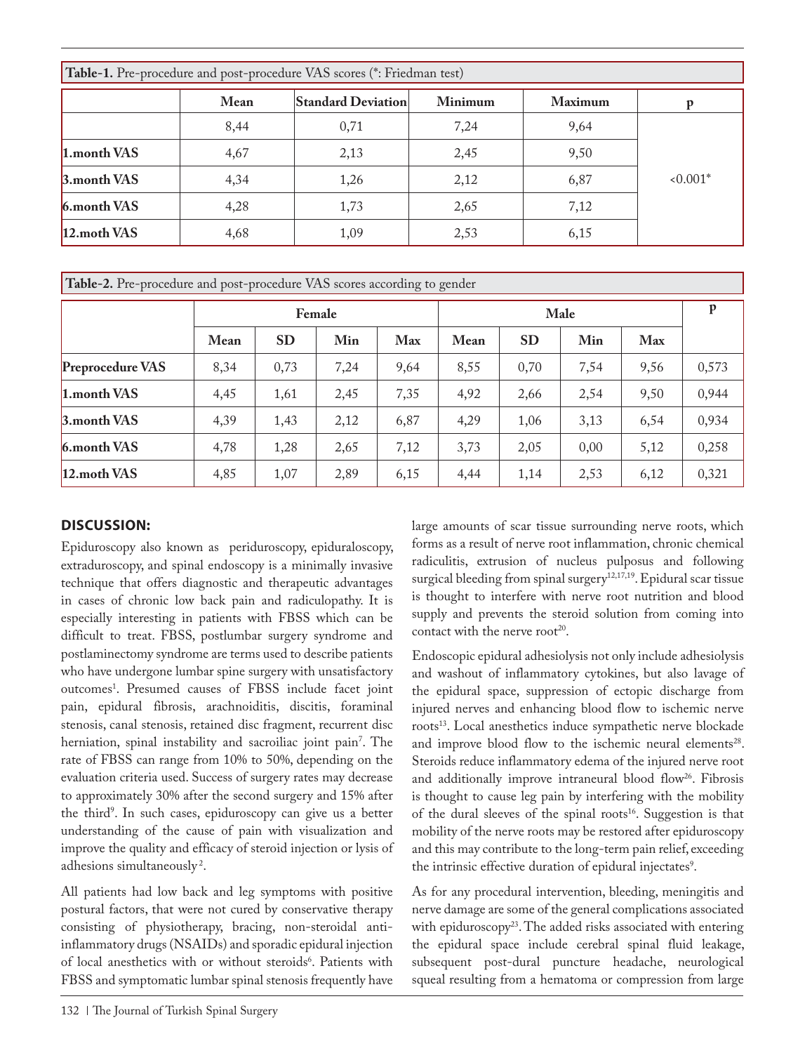**Table-1.** Pre-procedure and post-procedure VAS scores (*: Friedman test)

| | Mean | Standard Deviation | Minimum | Maximum | p |
|---|---|---|---|---|---|
| | 8,44 | 0,71 | 7,24 | 9,64 | <0.001* |
| 1.month VAS | 4,67 | 2,13 | 2,45 | 9,50 | |
| 3.month VAS | 4,34 | 1,26 | 2,12 | 6,87 | |
| 6.month VAS | 4,28 | 1,73 | 2,65 | 7,12 | |
| 12.moth VAS | 4,68 | 1,09 | 2,53 | 6,15 | |

**Table-2.** Pre-procedure and post-procedure VAS scores according to gender

| | Female | | | | Male | | | | p |
|---|---|---|---|---|---|---|---|---|---|
| | Mean | SD | Min | Max | Mean | SD | Min | Max | |
| Preprocedure VAS | 8,34 | 0,73 | 7,24 | 9,64 | 8,55 | 0,70 | 7,54 | 9,56 | 0,573 |
| 1.month VAS | 4,45 | 1,61 | 2,45 | 7,35 | 4,92 | 2,66 | 2,54 | 9,50 | 0,944 |
| 3.month VAS | 4,39 | 1,43 | 2,12 | 6,87 | 4,29 | 1,06 | 3,13 | 6,54 | 0,934 |
| 6.month VAS | 4,78 | 1,28 | 2,65 | 7,12 | 3,73 | 2,05 | 0,00 | 5,12 | 0,258 |
| 12.moth VAS | 4,85 | 1,07 | 2,89 | 6,15 | 4,44 | 1,14 | 2,53 | 6,12 | 0,321 |

## DISCUSSION:

Epiduroscopy also known as periduroscopy, epiduraloscopy, extraduroscopy, and spinal endoscopy is a minimally invasive technique that offers diagnostic and therapeutic advantages in cases of chronic low back pain and radiculopathy. It is especially interesting in patients with FBSS which can be difficult to treat. FBSS, postlumbar surgery syndrome and postlaminectomy syndrome are terms used to describe patients who have undergone lumbar spine surgery with unsatisfactory outcomes[1]. Presumed causes of FBSS include facet joint pain, epidural fibrosis, arachnoiditis, discitis, foraminal stenosis, canal stenosis, retained disc fragment, recurrent disc herniation, spinal instability and sacroiliac joint pain[7]. The rate of FBSS can range from 10% to 50%, depending on the evaluation criteria used. Success of surgery rates may decrease to approximately 30% after the second surgery and 15% after the third[9]. In such cases, epiduroscopy can give us a better understanding of the cause of pain with visualization and improve the quality and efficacy of steroid injection or lysis of adhesions simultaneously[2].

All patients had low back and leg symptoms with positive postural factors, that were not cured by conservative therapy consisting of physiotherapy, bracing, non-steroidal anti-inflammatory drugs (NSAIDs) and sporadic epidural injection of local anesthetics with or without steroids[6]. Patients with FBSS and symptomatic lumbar spinal stenosis frequently have large amounts of scar tissue surrounding nerve roots, which forms as a result of nerve root inflammation, chronic chemical radiculitis, extrusion of nucleus pulposus and following surgical bleeding from spinal surgery[12,17,19]. Epidural scar tissue is thought to interfere with nerve root nutrition and blood supply and prevents the steroid solution from coming into contact with the nerve root[20].

Endoscopic epidural adhesiolysis not only include adhesiolysis and washout of inflammatory cytokines, but also lavage of the epidural space, suppression of ectopic discharge from injured nerves and enhancing blood flow to ischemic nerve roots[13]. Local anesthetics induce sympathetic nerve blockade and improve blood flow to the ischemic neural elements[28]. Steroids reduce inflammatory edema of the injured nerve root and additionally improve intraneural blood flow[26]. Fibrosis is thought to cause leg pain by interfering with the mobility of the dural sleeves of the spinal roots[16]. Suggestion is that mobility of the nerve roots may be restored after epiduroscopy and this may contribute to the long-term pain relief, exceeding the intrinsic effective duration of epidural injectates[9].

As for any procedural intervention, bleeding, meningitis and nerve damage are some of the general complications associated with epiduroscopy[23]. The added risks associated with entering the epidural space include cerebral spinal fluid leakage, subsequent post-dural puncture headache, neurological squeal resulting from a hematoma or compression from large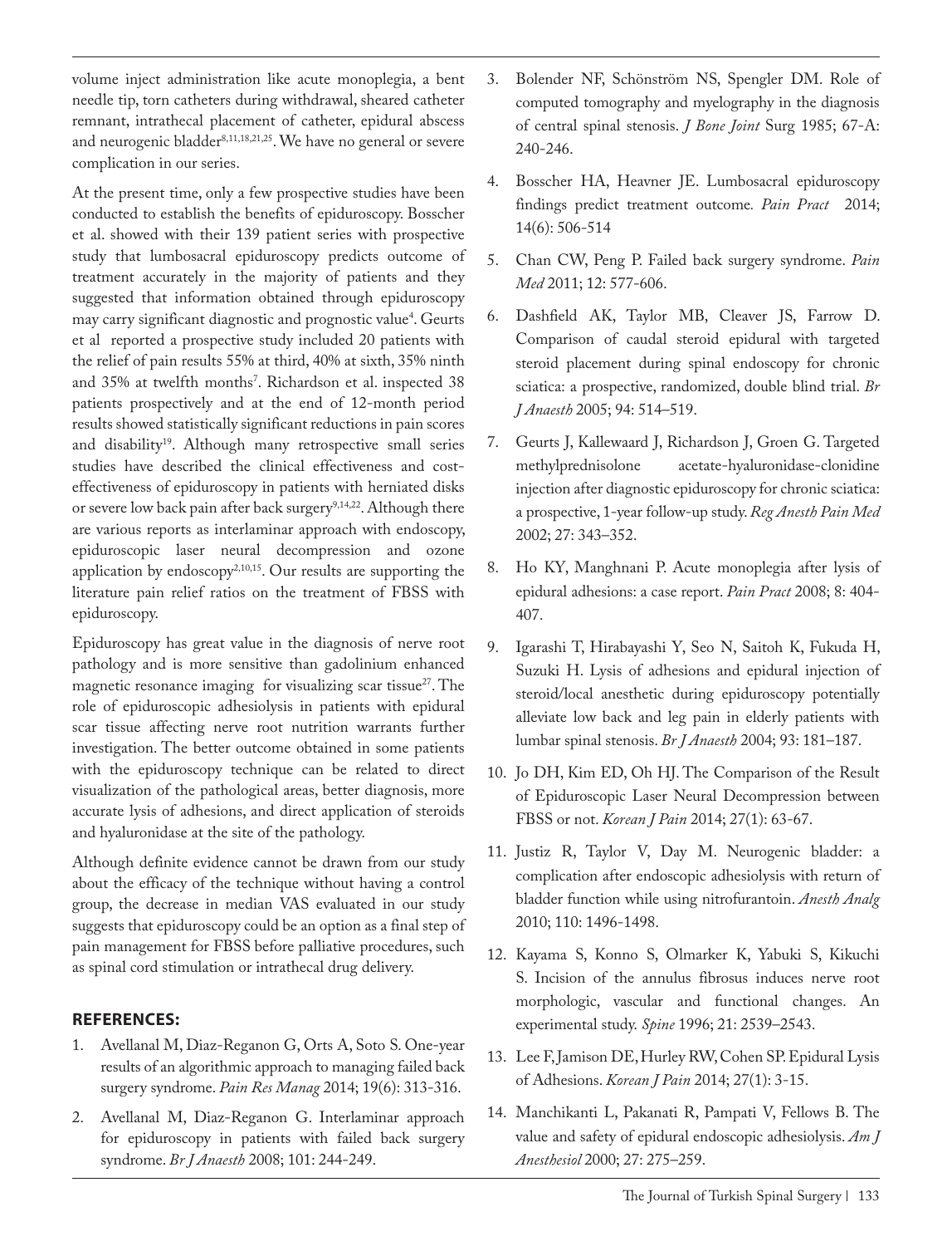volume inject administration like acute monoplegia, a bent needle tip, torn catheters during withdrawal, sheared catheter remnant, intrathecal placement of catheter, epidural abscess and neurogenic bladder[8,11,18,21,25]. We have no general or severe complication in our series.

At the present time, only a few prospective studies have been conducted to establish the benefits of epiduroscopy. Bosscher et al. showed with their 139 patient series with prospective study that lumbosacral epiduroscopy predicts outcome of treatment accurately in the majority of patients and they suggested that information obtained through epiduroscopy may carry significant diagnostic and prognostic value[4]. Geurts et al reported a prospective study included 20 patients with the relief of pain results 55% at third, 40% at sixth, 35% ninth and 35% at twelfth months[7]. Richardson et al. inspected 38 patients prospectively and at the end of 12-month period results showed statistically significant reductions in pain scores and disability[19]. Although many retrospective small series studies have described the clinical effectiveness and cost-effectiveness of epiduroscopy in patients with herniated disks or severe low back pain after back surgery[9,14,22]. Although there are various reports as interlaminar approach with endoscopy, epiduroscopic laser neural decompression and ozone application by endoscopy[2,10,15]. Our results are supporting the literature pain relief ratios on the treatment of FBSS with epiduroscopy.

Epiduroscopy has great value in the diagnosis of nerve root pathology and is more sensitive than gadolinium enhanced magnetic resonance imaging for visualizing scar tissue[27]. The role of epiduroscopic adhesiolysis in patients with epidural scar tissue affecting nerve root nutrition warrants further investigation. The better outcome obtained in some patients with the epiduroscopy technique can be related to direct visualization of the pathological areas, better diagnosis, more accurate lysis of adhesions, and direct application of steroids and hyaluronidase at the site of the pathology.

Although definite evidence cannot be drawn from our study about the efficacy of the technique without having a control group, the decrease in median VAS evaluated in our study suggests that epiduroscopy could be an option as a final step of pain management for FBSS before palliative procedures, such as spinal cord stimulation or intrathecal drug delivery.

## REFERENCES:

1. Avellanal M, Diaz-Reganon G, Orts A, Soto S. One-year results of an algorithmic approach to managing failed back surgery syndrome. *Pain Res Manag* 2014; 19(6): 313-316.
2. Avellanal M, Diaz-Reganon G. Interlaminar approach for epiduroscopy in patients with failed back surgery syndrome. *Br J Anaesth* 2008; 101: 244-249.
3. Bolender NF, Schönström NS, Spengler DM. Role of computed tomography and myelography in the diagnosis of central spinal stenosis. *J Bone Joint* Surg 1985; 67-A: 240-246.
4. Bosscher HA, Heavner JE. Lumbosacral epiduroscopy findings predict treatment outcome. *Pain Pract* 2014; 14(6): 506-514
5. Chan CW, Peng P. Failed back surgery syndrome. *Pain Med* 2011; 12: 577-606.
6. Dashfield AK, Taylor MB, Cleaver JS, Farrow D. Comparison of caudal steroid epidural with targeted steroid placement during spinal endoscopy for chronic sciatica: a prospective, randomized, double blind trial. *Br J Anaesth* 2005; 94: 514–519.
7. Geurts J, Kallewaard J, Richardson J, Groen G. Targeted methylprednisolone acetate-hyaluronidase-clonidine injection after diagnostic epiduroscopy for chronic sciatica: a prospective, 1-year follow-up study. *Reg Anesth Pain Med* 2002; 27: 343–352.
8. Ho KY, Manghnani P. Acute monoplegia after lysis of epidural adhesions: a case report. *Pain Pract* 2008; 8: 404-407.
9. Igarashi T, Hirabayashi Y, Seo N, Saitoh K, Fukuda H, Suzuki H. Lysis of adhesions and epidural injection of steroid/local anesthetic during epiduroscopy potentially alleviate low back and leg pain in elderly patients with lumbar spinal stenosis. *Br J Anaesth* 2004; 93: 181–187.
10. Jo DH, Kim ED, Oh HJ. The Comparison of the Result of Epiduroscopic Laser Neural Decompression between FBSS or not. *Korean J Pain* 2014; 27(1): 63-67.
11. Justiz R, Taylor V, Day M. Neurogenic bladder: a complication after endoscopic adhesiolysis with return of bladder function while using nitrofurantoin. *Anesth Analg* 2010; 110: 1496-1498.
12. Kayama S, Konno S, Olmarker K, Yabuki S, Kikuchi S. Incision of the annulus fibrosus induces nerve root morphologic, vascular and functional changes. An experimental study. *Spine* 1996; 21: 2539–2543.
13. Lee F, Jamison DE, Hurley RW, Cohen SP. Epidural Lysis of Adhesions. *Korean J Pain* 2014; 27(1): 3-15.
14. Manchikanti L, Pakanati R, Pampati V, Fellows B. The value and safety of epidural endoscopic adhesiolysis. *Am J Anesthesiol* 2000; 27: 275–259.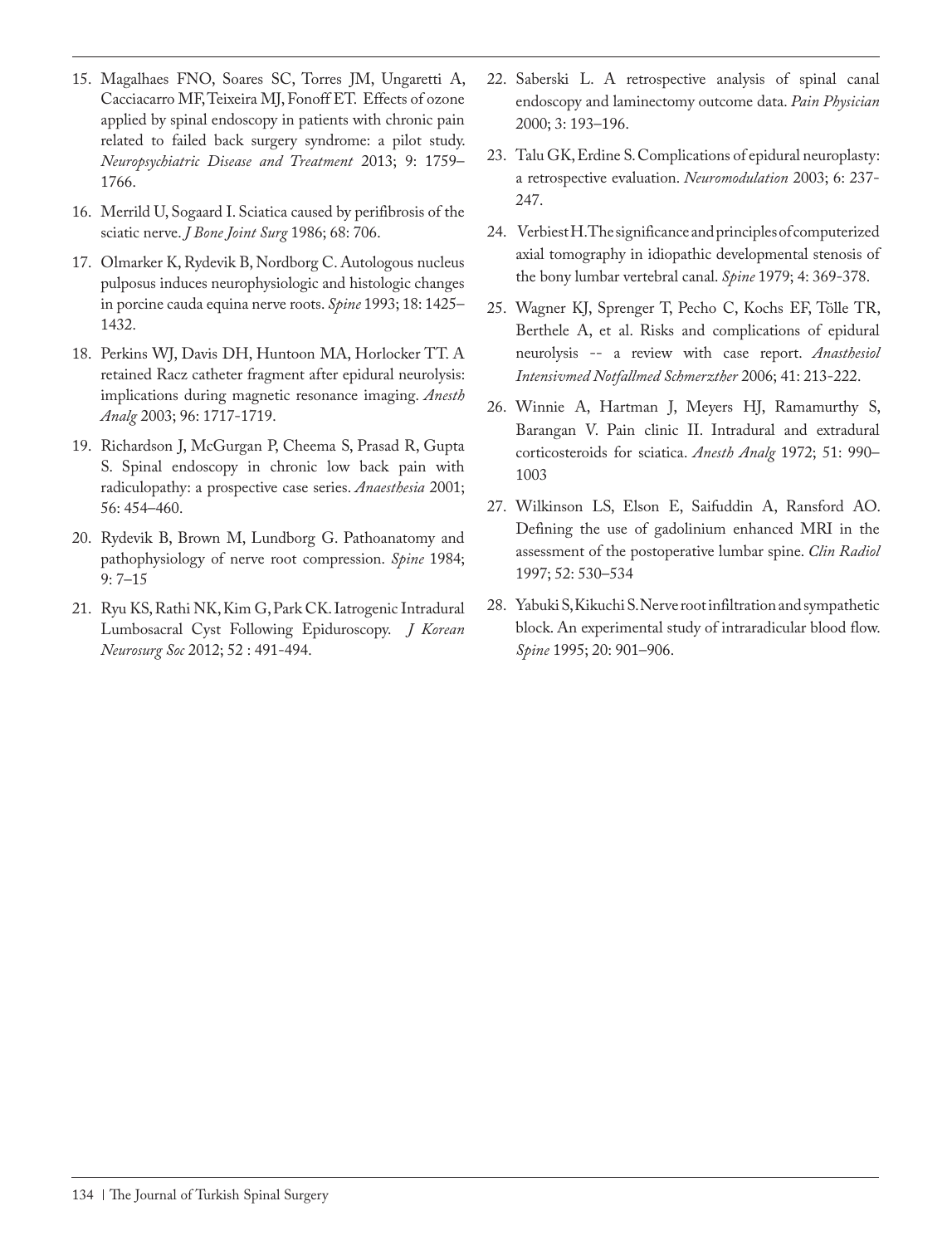15. Magalhaes FNO, Soares SC, Torres JM, Ungaretti A, Cacciacarro MF, Teixeira MJ, Fonoff ET. Effects of ozone applied by spinal endoscopy in patients with chronic pain related to failed back surgery syndrome: a pilot study. *Neuropsychiatric Disease and Treatment* 2013; 9: 1759–1766.

16. Merrild U, Sogaard I. Sciatica caused by perifibrosis of the sciatic nerve. *J Bone Joint Surg* 1986; 68: 706.

17. Olmarker K, Rydevik B, Nordborg C. Autologous nucleus pulposus induces neurophysiologic and histologic changes in porcine cauda equina nerve roots. *Spine* 1993; 18: 1425–1432.

18. Perkins WJ, Davis DH, Huntoon MA, Horlocker TT. A retained Racz catheter fragment after epidural neurolysis: implications during magnetic resonance imaging. *Anesth Analg* 2003; 96: 1717-1719.

19. Richardson J, McGurgan P, Cheema S, Prasad R, Gupta S. Spinal endoscopy in chronic low back pain with radiculopathy: a prospective case series. *Anaesthesia* 2001; 56: 454–460.

20. Rydevik B, Brown M, Lundborg G. Pathoanatomy and pathophysiology of nerve root compression. *Spine* 1984; 9: 7–15

21. Ryu KS, Rathi NK, Kim G, Park CK. Iatrogenic Intradural Lumbosacral Cyst Following Epiduroscopy. *J Korean Neurosurg Soc* 2012; 52 : 491-494.

22. Saberski L. A retrospective analysis of spinal canal endoscopy and laminectomy outcome data. *Pain Physician* 2000; 3: 193–196.

23. Talu GK, Erdine S. Complications of epidural neuroplasty: a retrospective evaluation. *Neuromodulation* 2003; 6: 237-247.

24. Verbiest H. The significance and principles of computerized axial tomography in idiopathic developmental stenosis of the bony lumbar vertebral canal. *Spine* 1979; 4: 369-378.

25. Wagner KJ, Sprenger T, Pecho C, Kochs EF, Tölle TR, Berthele A, et al. Risks and complications of epidural neurolysis -- a review with case report. *Anasthesiol Intensivmed Notfallmed Schmerzther* 2006; 41: 213-222.

26. Winnie A, Hartman J, Meyers HJ, Ramamurthy S, Barangan V. Pain clinic II. Intradural and extradural corticosteroids for sciatica. *Anesth Analg* 1972; 51: 990–1003

27. Wilkinson LS, Elson E, Saifuddin A, Ransford AO. Defining the use of gadolinium enhanced MRI in the assessment of the postoperative lumbar spine. *Clin Radiol* 1997; 52: 530–534

28. Yabuki S, Kikuchi S. Nerve root infiltration and sympathetic block. An experimental study of intraradicular blood flow. *Spine* 1995; 20: 901–906.